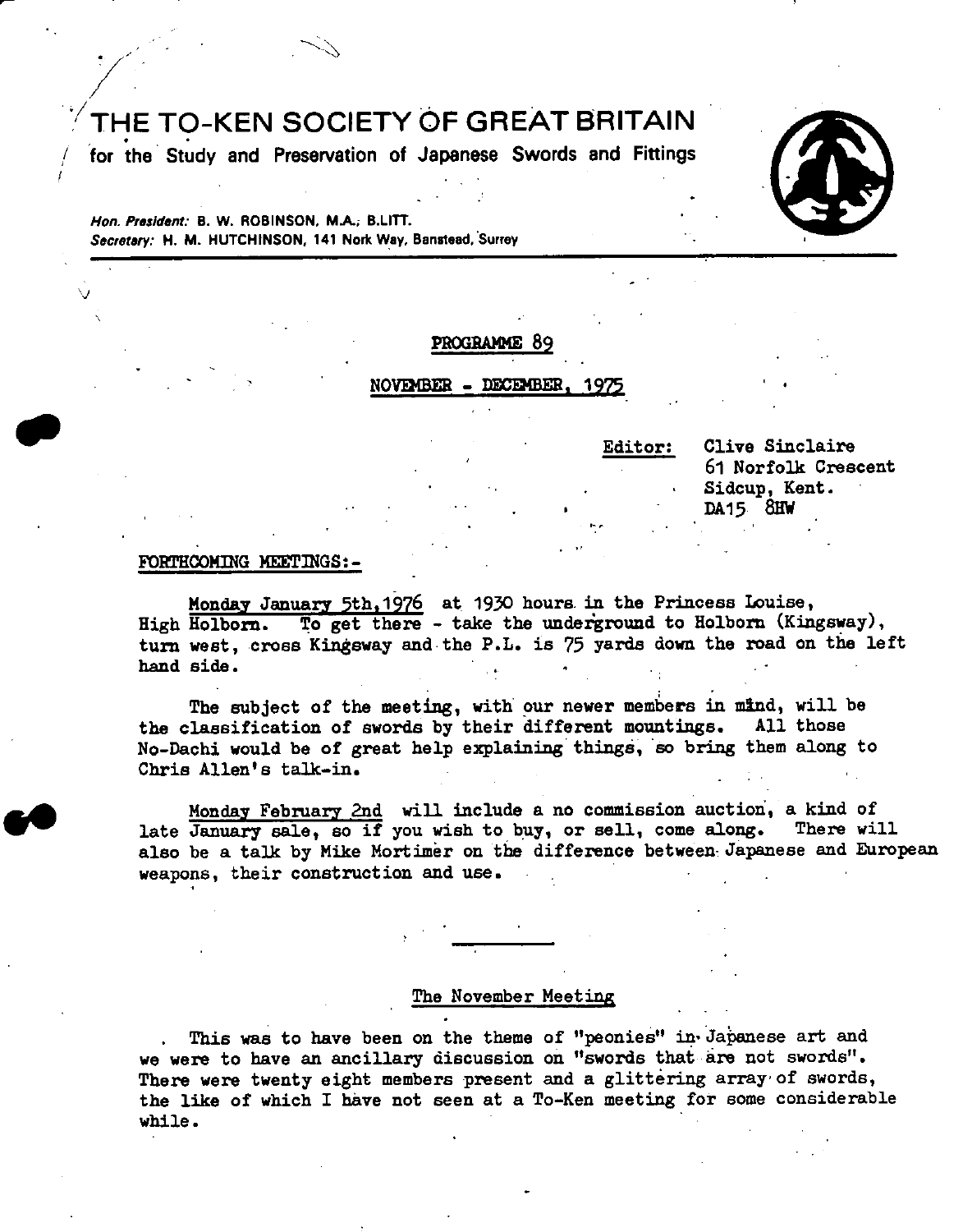# THE TO-KEN SOCIETY OF GREAT BRITAIN

for the Study and Preservation of Japanese Swords and Fittings

*Hon. President:* B. W. ROBINSON, M.A., B.LITT.
*Secretary:* H. M. HUTCHINSON, 141 Nork Way, Banstead, Surrey

---

## PROGRAMME 89

## NOVEMBER - DECEMBER, 1975

Editor: Clive Sinclaire
61 Norfolk Crescent
Sidcup, Kent.
DA15 8HW

### FORTHCOMING MEETINGS:-

Monday January 5th, 1976 at 1930 hours in the Princess Louise, High Holborn. To get there - take the underground to Holborn (Kingsway), turn west, cross Kingsway and the P.L. is 75 yards down the road on the left hand side.

The subject of the meeting, with our newer members in mind, will be the classification of swords by their different mountings. All those No-Dachi would be of great help explaining things, so bring them along to Chris Allen's talk-in.

Monday February 2nd will include a no commission auction, a kind of late January sale, so if you wish to buy, or sell, come along. There will also be a talk by Mike Mortimer on the difference between Japanese and European weapons, their construction and use.

---

### The November Meeting

This was to have been on the theme of "peonies" in Japanese art and we were to have an ancillary discussion on "swords that are not swords". There were twenty eight members present and a glittering array of swords, the like of which I have not seen at a To-Ken meeting for some considerable while.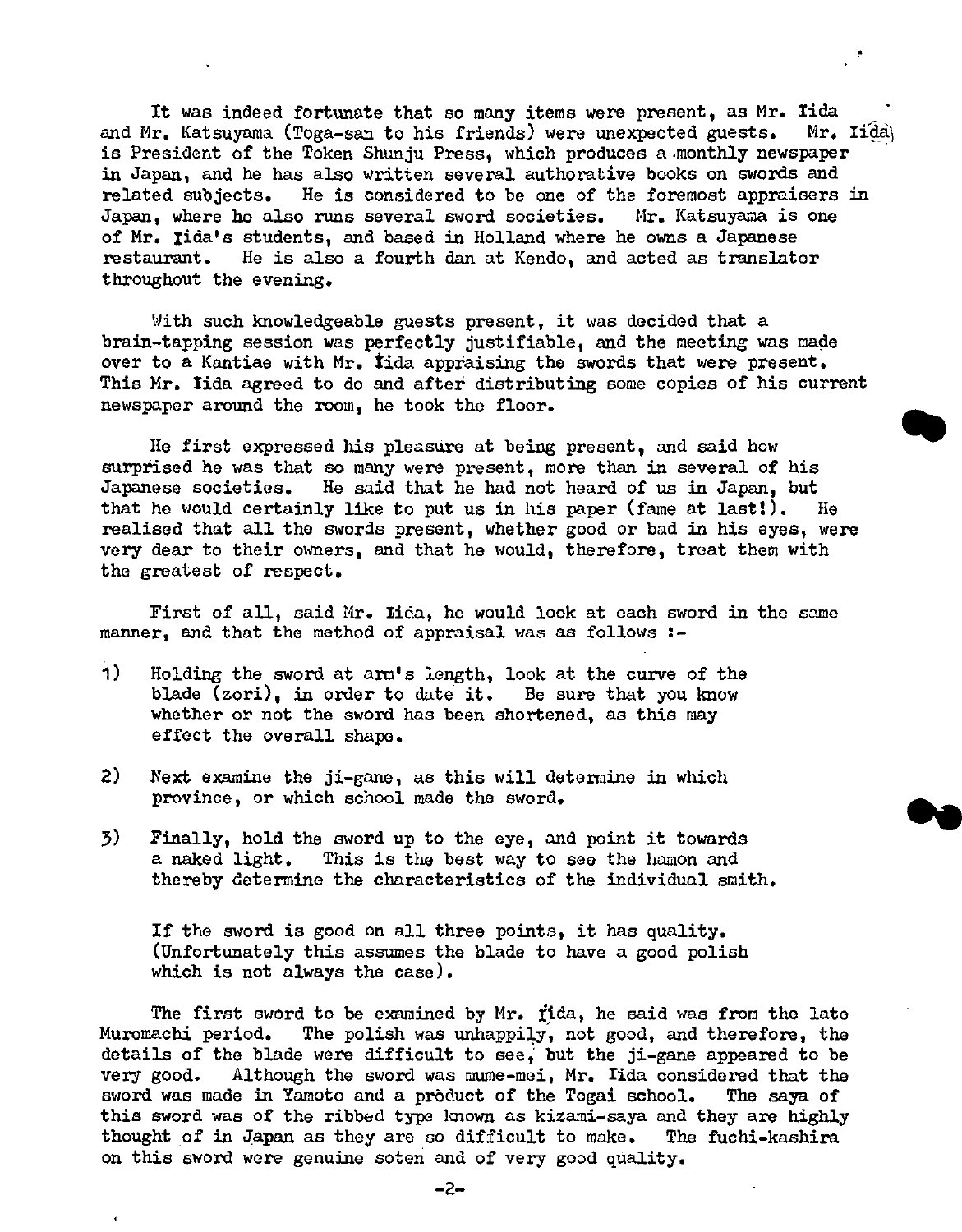It was indeed fortunate that so many items were present, as Mr. Iida and Mr. Katsuyama (Toga-san to his friends) were unexpected guests. Mr. Iida is President of the Token Shunju Press, which produces a monthly newspaper in Japan, and he has also written several authorative books on swords and related subjects. He is considered to be one of the foremost appraisers in Japan, where he also runs several sword societies. Mr. Katsuyama is one of Mr. Iida's students, and based in Holland where he owns a Japanese restaurant. He is also a fourth dan at Kendo, and acted as translator throughout the evening.

With such knowledgeable guests present, it was decided that a brain-tapping session was perfectly justifiable, and the meeting was made over to a Kantiae with Mr. Iida appraising the swords that were present. This Mr. Iida agreed to do and after distributing some copies of his current newspaper around the room, he took the floor.

He first expressed his pleasure at being present, and said how surprised he was that so many were present, more than in several of his Japanese societies. He said that he had not heard of us in Japan, but that he would certainly like to put us in his paper (fame at last!). He realised that all the swords present, whether good or bad in his eyes, were very dear to their owners, and that he would, therefore, treat them with the greatest of respect.

First of all, said Mr. Iida, he would look at each sword in the same manner, and that the method of appraisal was as follows :-

1) Holding the sword at arm's length, look at the curve of the blade (zori), in order to date it. Be sure that you know whether or not the sword has been shortened, as this may effect the overall shape.

2) Next examine the ji-gane, as this will determine in which province, or which school made the sword.

3) Finally, hold the sword up to the eye, and point it towards a naked light. This is the best way to see the hamon and thereby determine the characteristics of the individual smith.

If the sword is good on all three points, it has quality. (Unfortunately this assumes the blade to have a good polish which is not always the case).

The first sword to be examined by Mr. Iida, he said was from the late Muromachi period. The polish was unhappily, not good, and therefore, the details of the blade were difficult to see, but the ji-gane appeared to be very good. Although the sword was mume-mei, Mr. Iida considered that the sword was made in Yamoto and a product of the Togai school. The saya of this sword was of the ribbed type known as kizami-saya and they are highly thought of in Japan as they are so difficult to make. The fuchi-kashira on this sword were genuine soten and of very good quality.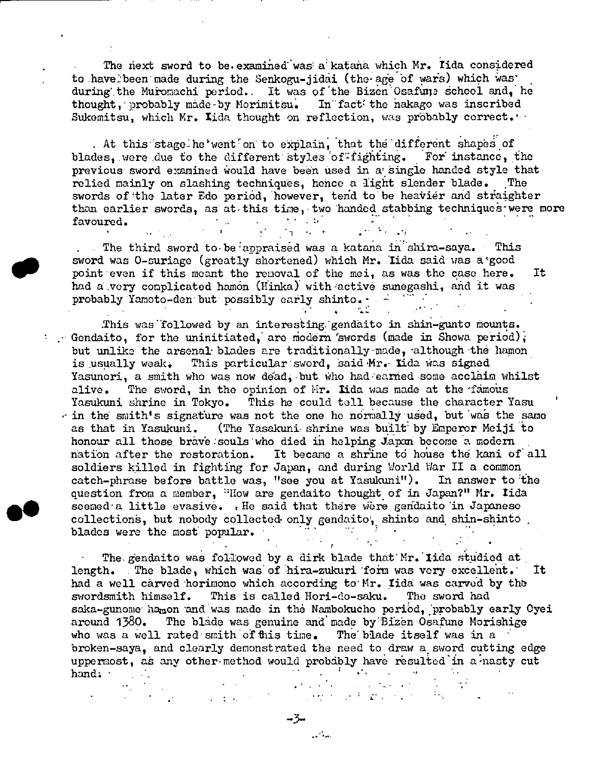The next sword to be examined was a katana which Mr. Iida considered to have been made during the Senkogu-jidai (the age of wars) which was during the Muromachi period. It was of the Bizen Osafune school and, he thought, probably made by Morimitsu. In fact the nakago was inscribed Sukemitsu, which Mr. Iida thought on reflection, was probably correct.

At this stage he went on to explain, that the different shapes of blades, were due to the different styles of fighting. For instance, the previous sword examined would have been used in a single handed style that relied mainly on slashing techniques, hence a light slender blade. The swords of the later Edo period, however, tend to be heavier and straighter than earlier swords, as at this time, two handed stabbing techniques were more favoured.

The third sword to be appraised was a katana in shira-saya. This sword was O-suriage (greatly shortened) which Mr. Iida said was a good point even if this meant the removal of the mei, as was the case here. It had a very complicated hamon (Hinka) with active sunegashi, and it was probably Yamoto-den but possibly early shinto.

This was followed by an interesting gendaito in shin-gunto mounts. Gendaito, for the uninitiated, are modern swords (made in Showa period), but unlike the arsenal blades are traditionally made, although the hamon is usually weak. This particular sword, said Mr. Iida was signed Yasunori, a smith who was now dead, but who had earned some acclaim whilst alive. The sword, in the opinion of Mr. Iida was made at the famous Yasukuni shrine in Tokyo. This he could tell because the character Yasu in the smith's signature was not the one he normally used, but was the same as that in Yasukuni. (The Yasakuni shrine was built by Emperor Meiji to honour all those brave souls who died in helping Japan become a modern nation after the restoration. It became a shrine to house the kami of all soldiers killed in fighting for Japan, and during World War II a common catch-phrase before battle was, "see you at Yasukuni"). In answer to the question from a member, "How are gendaito thought of in Japan?" Mr. Iida seemed a little evasive. He said that there were gendaito in Japanese collections, but nobody collected only gendaito, shinto and shin-shinto blades were the most popular.

The gendaito was followed by a dirk blade that Mr. Iida studied at length. The blade, which was of hira-zukuri form was very excellent. It had a well carved horimono which according to Mr. Iida was carved by the swordsmith himself. This is called Hori-do-saku. The sword had saka-gunome hamon and was made in the Nambokucho period, probably early Oyei around 1380. The blade was genuine and made by Bizen Osafune Morishige who was a well rated smith of this time. The blade itself was in a broken-saya, and clearly demonstrated the need to draw a sword cutting edge uppermost, as any other method would probably have resulted in a nasty cut hand.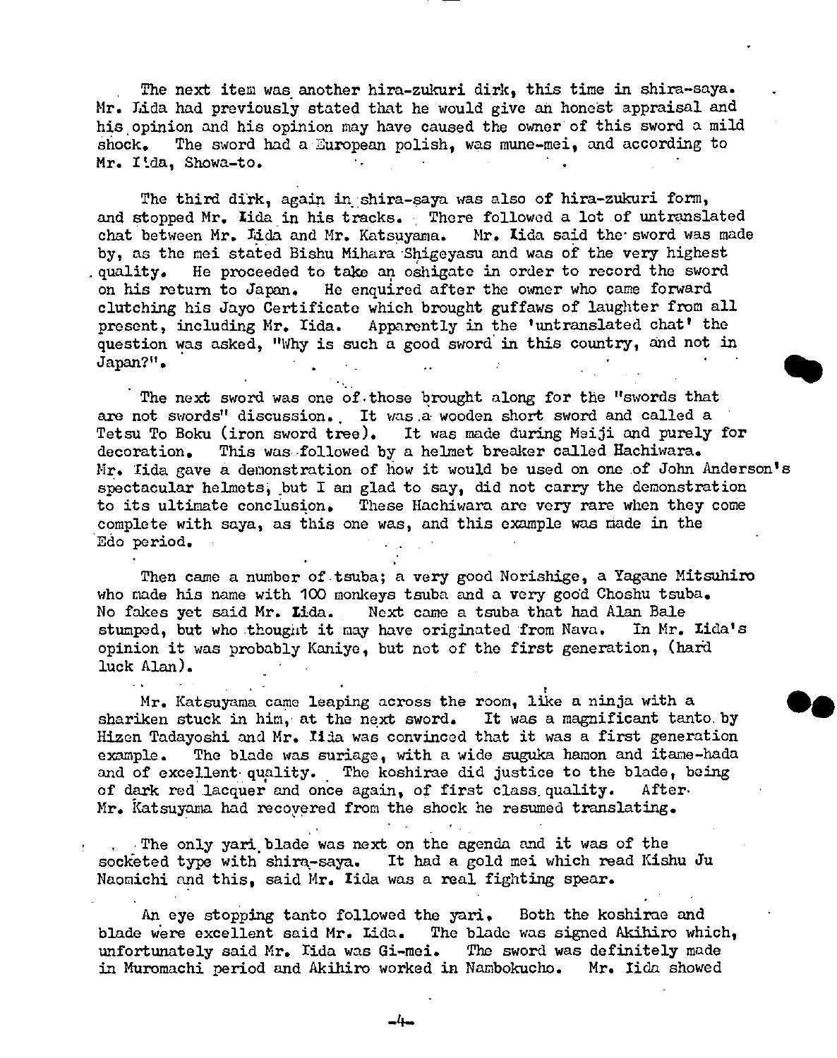The next item was another hira-zukuri dirk, this time in shira-saya. Mr. Iida had previously stated that he would give an honest appraisal and his opinion and his opinion may have caused the owner of this sword a mild shock. The sword had a European polish, was mune-mei, and according to Mr. Iida, Showa-to.

The third dirk, again in shira-saya was also of hira-zukuri form, and stopped Mr. Iida in his tracks. There followed a lot of untranslated chat between Mr. Iida and Mr. Katsuyama. Mr. Iida said the sword was made by, as the mei stated Bishu Mihara Shigeyasu and was of the very highest quality. He proceeded to take an oshigate in order to record the sword on his return to Japan. He enquired after the owner who came forward clutching his Jayo Certificate which brought guffaws of laughter from all present, including Mr. Iida. Apparently in the 'untranslated chat' the question was asked, "Why is such a good sword in this country, and not in Japan?".

The next sword was one of those brought along for the "swords that are not swords" discussion. It was a wooden short sword and called a Tetsu To Boku (iron sword tree). It was made during Meiji and purely for decoration. This was followed by a helmet breaker called Hachiwara. Mr. Iida gave a demonstration of how it would be used on one of John Anderson's spectacular helmets, but I am glad to say, did not carry the demonstration to its ultimate conclusion. These Hachiwara are very rare when they come complete with saya, as this one was, and this example was made in the Edo period.

Then came a number of tsuba; a very good Norishige, a Yagane Mitsuhiro who made his name with 100 monkeys tsuba and a very good Choshu tsuba. No fakes yet said Mr. Iida. Next came a tsuba that had Alan Bale stumped, but who thought it may have originated from Nava. In Mr. Iida's opinion it was probably Kaniye, but not of the first generation, (hard luck Alan).

Mr. Katsuyama came leaping across the room, like a ninja with a shariken stuck in him, at the next sword. It was a magnificant tanto by Hizen Tadayoshi and Mr. Iida was convinced that it was a first generation example. The blade was suriage, with a wide suguka hamon and itame-hada and of excellent quality. The koshirae did justice to the blade, being of dark red lacquer and once again, of first class quality. After Mr. Katsuyama had recovered from the shock he resumed translating.

The only yari blade was next on the agenda and it was of the socketed type with shira-saya. It had a gold mei which read Kishu Ju Naomichi and this, said Mr. Iida was a real fighting spear.

An eye stopping tanto followed the yari. Both the koshirae and blade were excellent said Mr. Iida. The blade was signed Akihiro which, unfortunately said Mr. Iida was Gi-mei. The sword was definitely made in Muromachi period and Akihiro worked in Nambokucho. Mr. Iida showed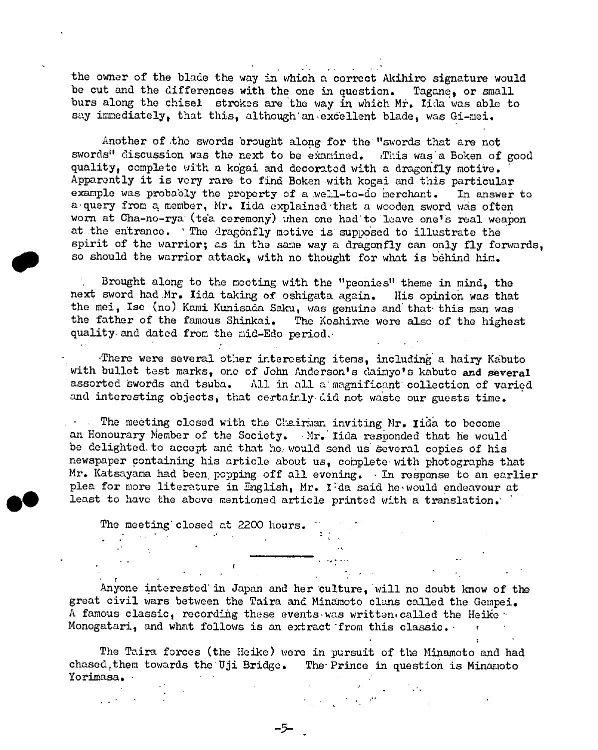the owner of the blade the way in which a correct Akihiro signature would be cut and the differences with the one in question. Tagane, or small burs along the chisel strokes are the way in which Mr. Iida was able to say immediately, that this, although an excellent blade, was Gi-mei.

Another of the swords brought along for the "swords that are not swords" discussion was the next to be examined. This was a Boken of good quality, complete with a kogai and decorated with a dragonfly motive. Apparently it is very rare to find Boken with kogai and this particular example was probably the property of a well-to-do merchant. In answer to a query from a member, Mr. Iida explained that a wooden sword was often worn at Cha-no-rya (tea ceremony) when one had to leave one's real weapon at the entrance. The dragonfly motive is supposed to illustrate the spirit of the warrior; as in the same way a dragonfly can only fly forwards, so should the warrior attack, with no thought for what is behind him.

Brought along to the meeting with the "peonies" theme in mind, the next sword had Mr. Iida taking of oshigata again. His opinion was that the mei, Ise (no) Kami Kunisada Saku, was genuine and that this man was the father of the famous Shinkai. The Koshirae were also of the highest quality and dated from the mid-Edo period.

There were several other interesting items, including a hairy Kabuto with bullet test marks, one of John Anderson's daimyo's kabuto and several assorted swords and tsuba. All in all a magnificent collection of varied and interesting objects, that certainly did not waste our guests time.

The meeting closed with the Chairman inviting Mr. Iida to become an Honourary Member of the Society. Mr. Iida responded that he would be delighted to accept and that he would send us several copies of his newspaper containing his article about us, complete with photographs that Mr. Katsayama had been popping off all evening. In response to an earlier plea for more literature in English, Mr. Iida said he would endeavour at least to have the above mentioned article printed with a translation.

The meeting closed at 2200 hours.

---

Anyone interested in Japan and her culture, will no doubt know of the great civil wars between the Taira and Minamoto clans called the Gempei. A famous classic, recording these events was written called the Heike Monogatari, and what follows is an extract from this classic.

The Taira forces (the Heike) were in pursuit of the Minamoto and had chased them towards the Uji Bridge. The Prince in question is Minamoto Yorimasa.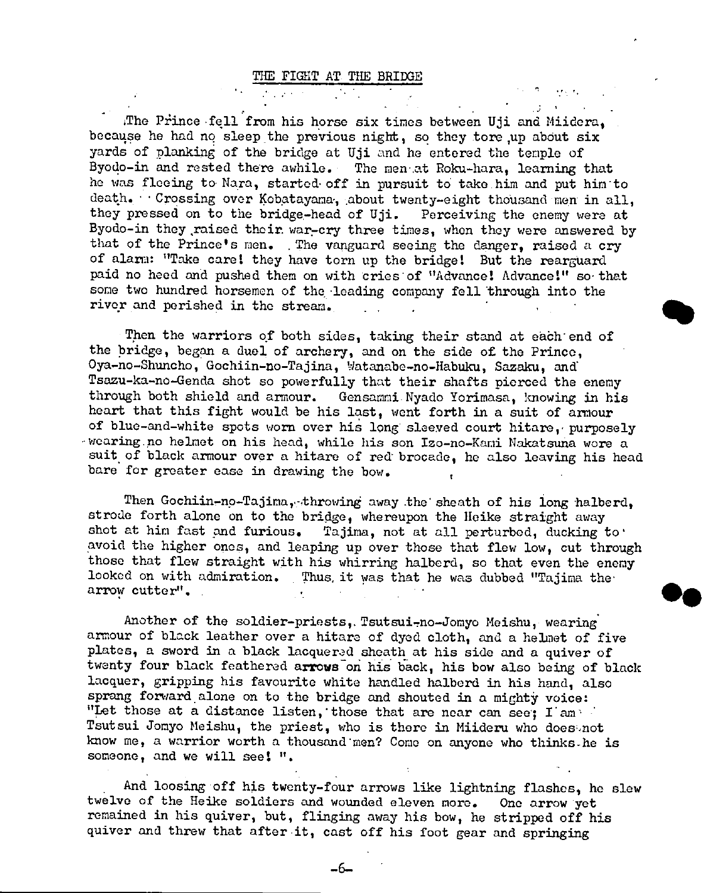## THE FIGHT AT THE BRIDGE

The Prince fell from his horse six times between Uji and Miidera, because he had no sleep the previous night, so they tore up about six yards of planking of the bridge at Uji and he entered the temple of Byodo-in and rested there awhile. The men at Roku-hara, learning that he was fleeing to Nara, started off in pursuit to take him and put him to death. Crossing over Kobatayama, about twenty-eight thousand men in all, they pressed on to the bridge-head of Uji. Perceiving the enemy were at Byodo-in they raised their war-cry three times, when they were answered by that of the Prince's men. The vanguard seeing the danger, raised a cry of alarm: "Take care! they have torn up the bridge! But the rearguard paid no heed and pushed them on with cries of "Advance! Advance!" so that some two hundred horsemen of the leading company fell through into the river and perished in the stream.

Then the warriors of both sides, taking their stand at each end of the bridge, began a duel of archery, and on the side of the Prince, Oya-no-Shuncho, Gochiin-no-Tajina, Watanabe-no-Habuku, Sazaku, and Tsazu-ka-no-Genda shot so powerfully that their shafts pierced the enemy through both shield and armour. Gensammi Nyado Yorimasa, knowing in his heart that this fight would be his last, went forth in a suit of armour of blue-and-white spots worn over his long sleeved court hitare, purposely wearing no helmet on his head, while his son Izo-no-Kami Nakatsuna wore a suit of black armour over a hitare of red brocade, he also leaving his head bare for greater ease in drawing the bow.

Then Gochiin-no-Tajima, throwing away the sheath of his long halberd, strode forth alone on to the bridge, whereupon the Heike straight away shot at him fast and furious. Tajima, not at all perturbed, ducking to avoid the higher ones, and leaping up over those that flew low, cut through those that flew straight with his whirring halberd, so that even the enemy looked on with admiration. Thus it was that he was dubbed "Tajima the arrow cutter".

Another of the soldier-priests, Tsutsui-no-Jomyo Meishu, wearing armour of black leather over a hitare of dyed cloth, and a helmet of five plates, a sword in a black lacquered sheath at his side and a quiver of twenty four black feathered arrows on his back, his bow also being of black lacquer, gripping his favourite white handled halberd in his hand, also sprang forward alone on to the bridge and shouted in a mighty voice: "Let those at a distance listen, those that are near can see; I am Tsutsui Jomyo Meishu, the priest, who is there in Miideru who does not know me, a warrior worth a thousand men? Come on anyone who thinks he is someone, and we will see! ".

And loosing off his twenty-four arrows like lightning flashes, he slew twelve of the Heike soldiers and wounded eleven more. One arrow yet remained in his quiver, but, flinging away his bow, he stripped off his quiver and threw that after it, cast off his foot gear and springing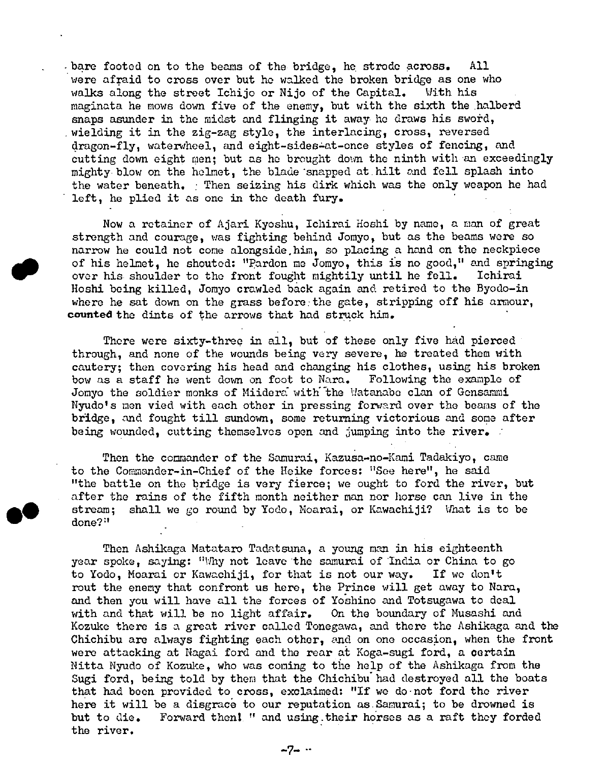bare footed on to the beams of the bridge, he strode across. All were afraid to cross over but he walked the broken bridge as one who walks along the street Ichijo or Nijo of the Capital. With his maginata he mows down five of the enemy, but with the sixth the halberd snaps asunder in the midst and flinging it away he draws his sword, wielding it in the zig-zag style, the interlacing, cross, reversed dragon-fly, waterwheel, and eight-sides-at-once styles of fencing, and cutting down eight men; but as he brought down the ninth with an exceedingly mighty blow on the helmet, the blade snapped at hilt and fell splash into the water beneath. Then seizing his dirk which was the only weapon he had left, he plied it as one in the death fury.

Now a retainer of Ajari Kyoshu, Ichirai Hoshi by name, a man of great strength and courage, was fighting behind Jomyo, but as the beams were so narrow he could not come alongside him, so placing a hand on the neckpiece of his helmet, he shouted: "Pardon me Jomyo, this is no good," and springing over his shoulder to the front fought mightily until he fell. Ichirai Hoshi being killed, Jomyo crawled back again and retired to the Byodo-in where he sat down on the grass before the gate, stripping off his armour, counted the dints of the arrows that had struck him.

There were sixty-three in all, but of these only five had pierced through, and none of the wounds being very severe, he treated them with cautery; then covering his head and changing his clothes, using his broken bow as a staff he went down on foot to Nara. Following the example of Jomyo the soldier monks of Miidera with the Watanabe clan of Gensammi Nyudo's men vied with each other in pressing forward over the beams of the bridge, and fought till sundown, some returning victorious and some after being wounded, cutting themselves open and jumping into the river.

Then the commander of the Samurai, Kazusa-no-Kami Tadakiyo, came to the Commander-in-Chief of the Heike forces: "See here", he said "the battle on the bridge is very fierce; we ought to ford the river, but after the rains of the fifth month neither man nor horse can live in the stream; shall we go round by Yodo, Moarai, or Kawachiji? What is to be done?"

Then Ashikaga Matataro Tadatsuna, a young man in his eighteenth year spoke, saying: "Why not leave the samurai of India or China to go to Yodo, Moarai or Kawachiji, for that is not our way. If we don't rout the enemy that confront us here, the Prince will get away to Nara, and then you will have all the forces of Yoshino and Totsugawa to deal with and that will be no light affair. On the boundary of Musashi and Kozuke there is a great river called Tonegawa, and there the Ashikaga and the Chichibu are always fighting each other, and on one occasion, when the front were attacking at Nagai ford and the rear at Koga-sugi ford, a certain Nitta Nyudo of Kozuke, who was coming to the help of the Ashikaga from the Sugi ford, being told by them that the Chichibu had destroyed all the boats that had been provided to cross, exclaimed: "If we do not ford the river here it will be a disgrace to our reputation as Samurai; to be drowned is but to die. Forward then! " and using their horses as a raft they forded the river.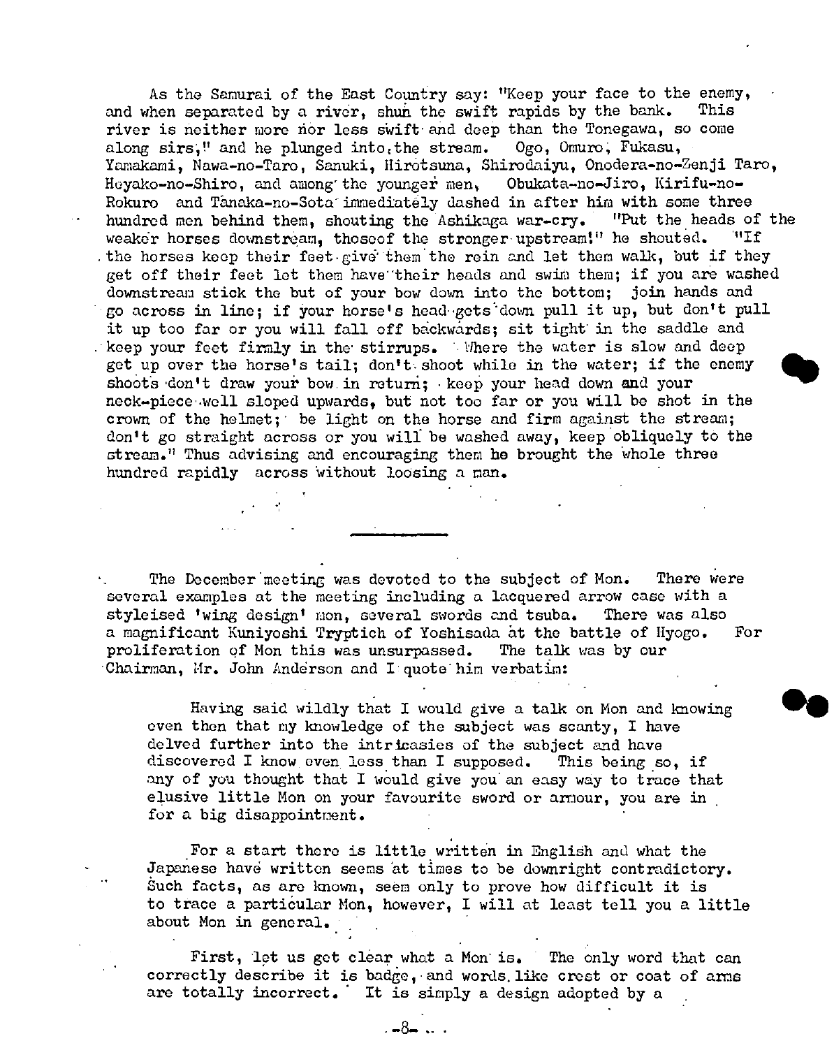As the Samurai of the East Country say: "Keep your face to the enemy, and when separated by a river, shun the swift rapids by the bank. This river is neither more nor less swift and deep than the Tonegawa, so come along sirs," and he plunged into the stream. Ogo, Omuro, Fukasu, Yamakami, Nawa-no-Taro, Sanuki, Hirotsuna, Shirodaiyu, Onodera-no-Zenji Taro, Heyako-no-Shiro, and among the younger men, Obukata-no-Jiro, Kirifu-no-Rokuro and Tanaka-no-Sota immediately dashed in after him with some three hundred men behind them, shouting the Ashikaga war-cry. "Put the heads of the weaker horses downstream, thoseof the stronger upstream!" he shouted. "If the horses keep their feet give them the rein and let them walk, but if they get off their feet let them have their heads and swim them; if you are washed downstream stick the but of your bow down into the bottom; join hands and go across in line; if your horse's head gets down pull it up, but don't pull it up too far or you will fall off backwards; sit tight in the saddle and keep your feet firmly in the stirrups. Where the water is slow and deep get up over the horse's tail; don't shoot while in the water; if the enemy shoots don't draw your bow in return; keep your head down and your neck-piece well sloped upwards, but not too far or you will be shot in the crown of the helmet; be light on the horse and firm against the stream; don't go straight across or you will be washed away, keep obliquely to the stream." Thus advising and encouraging them he brought the whole three hundred rapidly across without loosing a man.

---

The December meeting was devoted to the subject of Mon. There were several examples at the meeting including a lacquered arrow case with a styleised 'wing design' mon, several swords and tsuba. There was also a magnificant Kuniyoshi Tryptich of Yoshisada at the battle of Hyogo. For proliferation of Mon this was unsurpassed. The talk was by our Chairman, Mr. John Anderson and I quote him verbatim:

> Having said wildly that I would give a talk on Mon and knowing even then that my knowledge of the subject was scanty, I have delved further into the intricasies of the subject and have discovered I know even less than I supposed. This being so, if any of you thought that I would give you an easy way to trace that elusive little Mon on your favourite sword or armour, you are in for a big disappointment.
>
> For a start there is little written in English and what the Japanese have written seems at times to be downright contradictory. Such facts, as are known, seem only to prove how difficult it is to trace a particular Mon, however, I will at least tell you a little about Mon in general.
>
> First, let us get clear what a Mon is. The only word that can correctly describe it is badge, and words like crest or coat of arms are totally incorrect. It is simply a design adopted by a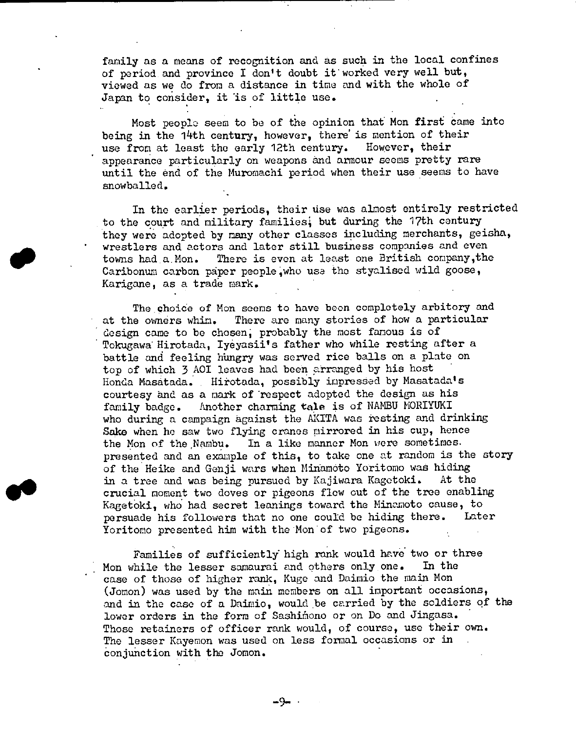family as a means of recognition and as such in the local confines of period and province I don't doubt it worked very well but, viewed as we do from a distance in time and with the whole of Japan to consider, it is of little use.

Most people seem to be of the opinion that Mon first came into being in the 14th century, however, there is mention of their use from at least the early 12th century. However, their appearance particularly on weapons and armour seems pretty rare until the end of the Muromachi period when their use seems to have snowballed.

In the earlier periods, their use was almost entirely restricted to the court and military families; but during the 17th century they were adopted by many other classes including merchants, geisha, wrestlers and actors and later still business companies and even towns had a Mon. There is even at least one British company, the Caribonum carbon paper people, who use the styalised wild goose, Karigane, as a trade mark.

The choice of Mon seems to have been completely arbitory and at the owners whim. There are many stories of how a particular design came to be chosen, probably the most famous is of Tokugawa Hirotada, Iyeyasii's father who while resting after a battle and feeling hungry was served rice balls on a plate on top of which 3 AOI leaves had been arranged by his host Honda Masatada. Hirotada, possibly impressed by Masatada's courtesy and as a mark of respect adopted the design as his family badge. Another charming tale is of NAMBU MORIYUKI who during a campaign against the AKITA was resting and drinking Sake when he saw two flying cranes mirrored in his cup, hence the Mon of the Nambu. In a like manner Mon were sometimes presented and an example of this, to take one at random is the story of the Heike and Genji wars when Minamoto Yoritomo was hiding in a tree and was being pursued by Kajiwara Kagetoki. At the crucial moment two doves or pigeons flew out of the tree enabling Kagetoki, who had secret leanings toward the Minamoto cause, to persuade his followers that no one could be hiding there. Later Yoritomo presented him with the Mon of two pigeons.

Families of sufficiently high rank would have two or three Mon while the lesser samaurai and others only one. In the case of those of higher rank, Kuge and Daimio the main Mon (Jomon) was used by the main members on all important occasions, and in the case of a Daimio, would be carried by the soldiers of the lower orders in the form of Sashimono or on Do and Jingasa. Those retainers of officer rank would, of course, use their own. The lesser Kayemon was used on less formal occasions or in conjunction with the Jomon.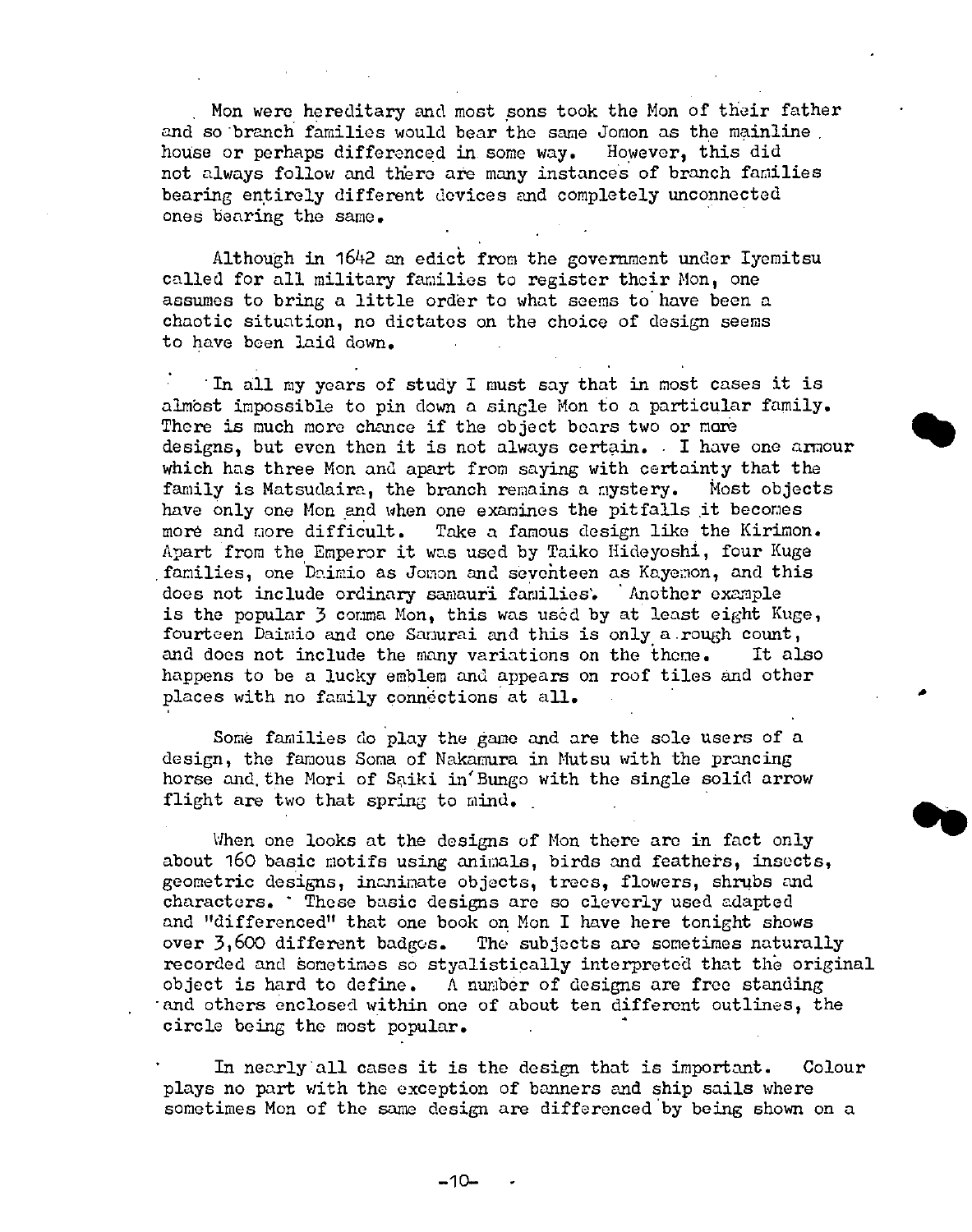Mon were hereditary and most sons took the Mon of their father and so branch families would bear the same Jomon as the mainline house or perhaps differenced in some way. However, this did not always follow and there are many instances of branch families bearing entirely different devices and completely unconnected ones bearing the same.

Although in 1642 an edict from the government under Iyemitsu called for all military families to register their Mon, one assumes to bring a little order to what seems to have been a chaotic situation, no dictates on the choice of design seems to have been laid down.

In all my years of study I must say that in most cases it is almost impossible to pin down a single Mon to a particular family. There is much more chance if the object bears two or more designs, but even then it is not always certain. I have one armour which has three Mon and apart from saying with certainty that the family is Matsudaira, the branch remains a mystery. Most objects have only one Mon and when one examines the pitfalls it becomes more and more difficult. Take a famous design like the Kirimon. Apart from the Emperor it was used by Taiko Hideyoshi, four Kuge families, one Daimio as Jomon and seventeen as Kayemon, and this does not include ordinary samauri families. Another example is the popular 3 comma Mon, this was used by at least eight Kuge, fourteen Daimio and one Samurai and this is only a rough count, and does not include the many variations on the theme. It also happens to be a lucky emblem and appears on roof tiles and other places with no family connections at all.

Some families do play the game and are the sole users of a design, the famous Soma of Nakamura in Mutsu with the prancing horse and the Mori of Saiki in Bungo with the single solid arrow flight are two that spring to mind.

When one looks at the designs of Mon there are in fact only about 160 basic motifs using animals, birds and feathers, insects, geometric designs, inanimate objects, trees, flowers, shrubs and characters. These basic designs are so cleverly used adapted and "differenced" that one book on Mon I have here tonight shows over 3,600 different badges. The subjects are sometimes naturally recorded and sometimes so styalistically interpreted that the original object is hard to define. A number of designs are free standing and others enclosed within one of about ten different outlines, the circle being the most popular.

In nearly all cases it is the design that is important. Colour plays no part with the exception of banners and ship sails where sometimes Mon of the same design are differenced by being shown on a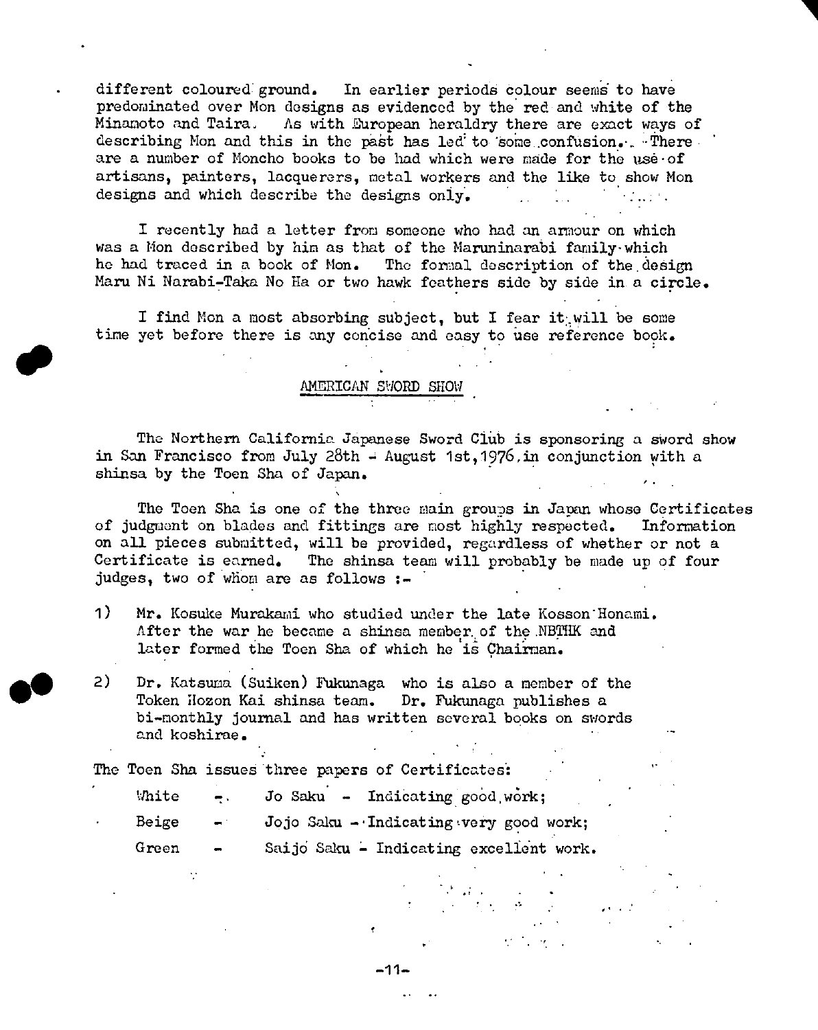different coloured ground. In earlier periods colour seems to have predominated over Mon designs as evidenced by the red and white of the Minamoto and Taira. As with European heraldry there are exact ways of describing Mon and this in the past has led to some confusion. There are a number of Moncho books to be had which were made for the use of artisans, painters, lacquerers, metal workers and the like to show Mon designs and which describe the designs only.

I recently had a letter from someone who had an armour on which was a Mon described by him as that of the Maruninarabi family which he had traced in a book of Mon. The formal description of the design Maru Ni Narabi-Taka No Ha or two hawk feathers side by side in a circle.

I find Mon a most absorbing subject, but I fear it will be some time yet before there is any concise and easy to use reference book.

## AMERICAN SWORD SHOW

The Northern California Japanese Sword Club is sponsoring a sword show in San Francisco from July 28th - August 1st, 1976, in conjunction with a shinsa by the Toen Sha of Japan.

The Toen Sha is one of the three main groups in Japan whose Certificates of judgment on blades and fittings are most highly respected. Information on all pieces submitted, will be provided, regardless of whether or not a Certificate is earned. The shinsa team will probably be made up of four judges, two of whom are as follows :-

1) Mr. Kosuke Murakami who studied under the late Kosson Honami. After the war he became a shinsa member of the NBTHK and later formed the Toen Sha of which he is Chairman.

2) Dr. Katsuma (Suiken) Fukunaga who is also a member of the Token Hozon Kai shinsa team. Dr. Fukunaga publishes a bi-monthly journal and has written several books on swords and koshirae.

The Toen Sha issues three papers of Certificates:

| | | |
|---|---|---|
| White | - | Jo Saku - Indicating good work; |
| Beige | - | Jojo Saku - Indicating very good work; |
| Green | - | Saijo Saku - Indicating excellent work. |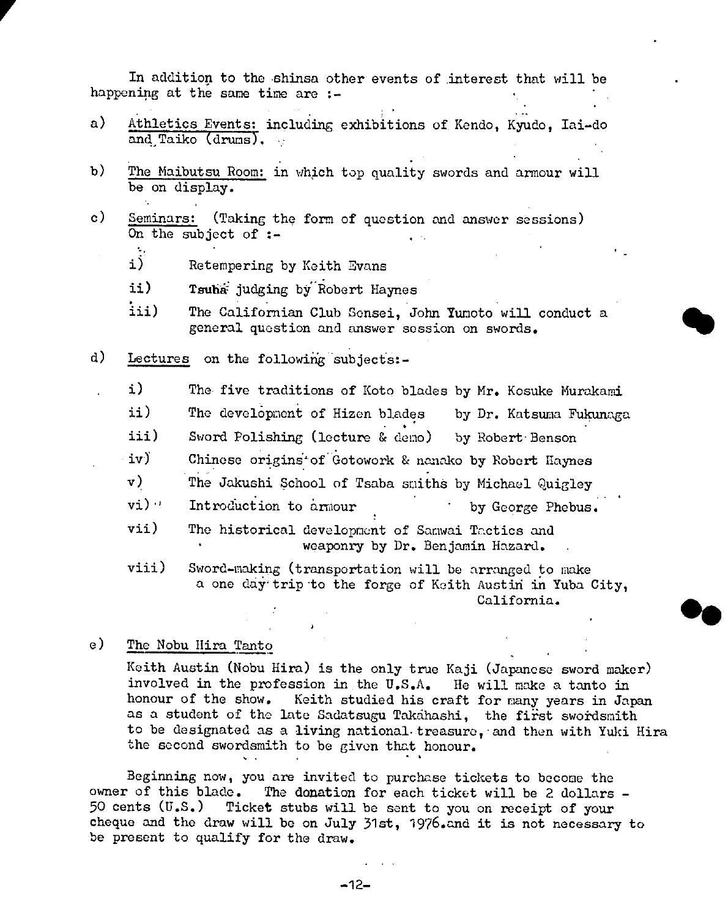In addition to the shinsa other events of interest that will be happening at the same time are :-

a) <u>Athletics Events:</u> including exhibitions of Kendo, Kyudo, Iai-do and Taiko (drums).

b) <u>The Maibutsu Room:</u> in which top quality swords and armour will be on display.

c) <u>Seminars:</u> (Taking the form of question and answer sessions) On the subject of :-

   i) Retempering by Keith Evans

   ii) Tsuba judging by Robert Haynes

   iii) The Californian Club Sensei, John Yumoto will conduct a general question and answer session on swords.

d) <u>Lectures</u> on the following subjects:-

   i) The five traditions of Koto blades by Mr. Kosuke Murakami

   ii) The development of Hizen blades by Dr. Katsuma Fukunaga

   iii) Sword Polishing (lecture & demo) by Robert Benson

   iv) Chinese origins of Gotowork & nanako by Robert Haynes

   v) The Jakushi School of Tsaba smiths by Michael Quigley

   vi) Introduction to armour by George Phebus.

   vii) The historical development of Samwai Tactics and weaponry by Dr. Benjamin Hazard.

   viii) Sword-making (transportation will be arranged to make a one day trip to the forge of Keith Austin in Yuba City, California.

e) <u>The Nobu Hira Tanto</u>

Keith Austin (Nobu Hira) is the only true Kaji (Japanese sword maker) involved in the profession in the U.S.A. He will make a tanto in honour of the show. Keith studied his craft for many years in Japan as a student of the late Sadatsugu Takahashi, the first swordsmith to be designated as a living national treasure, and then with Yuki Hira the second swordsmith to be given that honour.

Beginning now, you are invited to purchase tickets to become the owner of this blade. The donation for each ticket will be 2 dollars - 50 cents (U.S.) Ticket stubs will be sent to you on receipt of your cheque and the draw will be on July 31st, 1976.and it is not necessary to be present to qualify for the draw.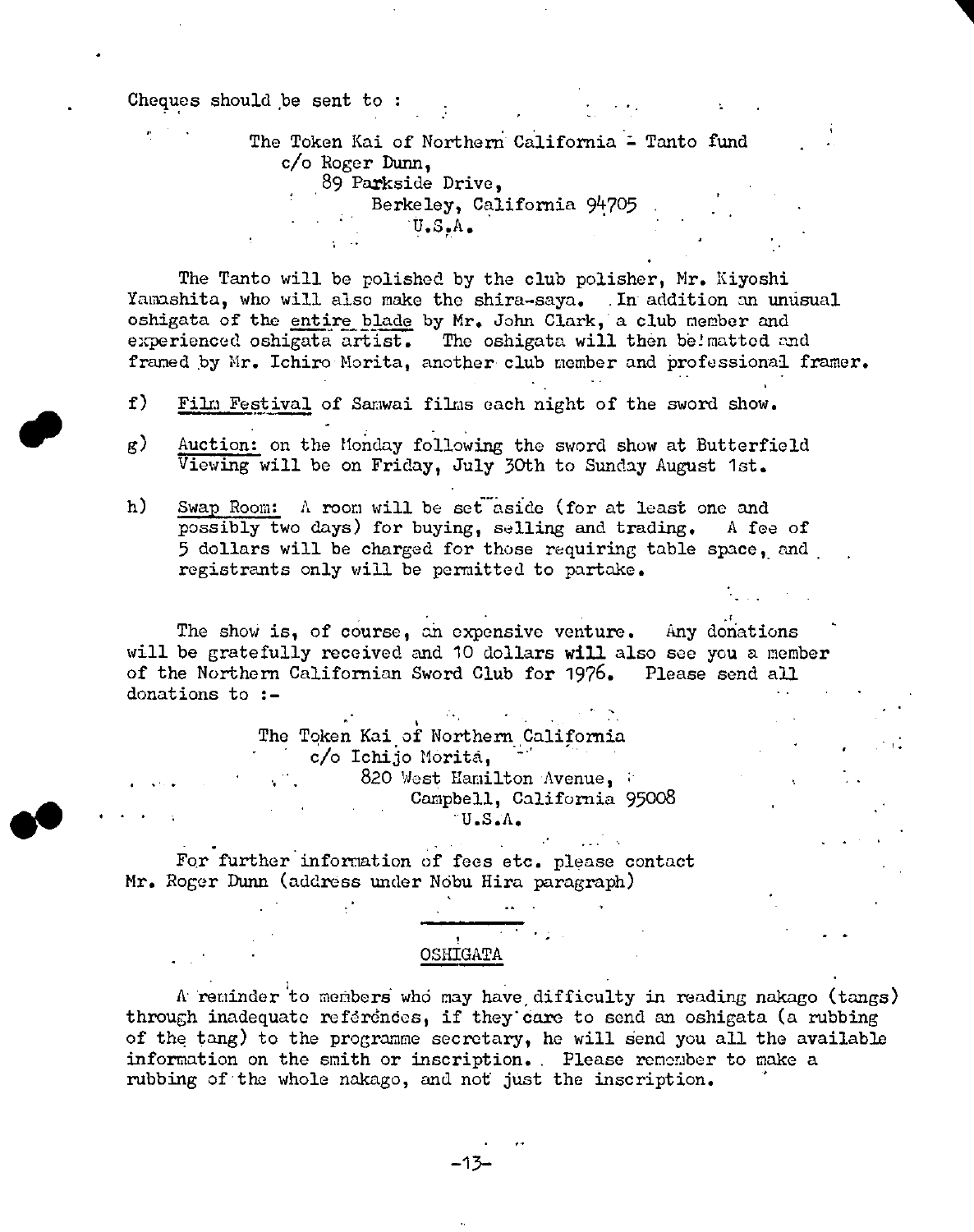Cheques should be sent to :

The Token Kai of Northern California - Tanto fund
c/o Roger Dunn,
89 Parkside Drive,
Berkeley, California 94705
U.S.A.

The Tanto will be polished by the club polisher, Mr. Kiyoshi Yamashita, who will also make the shira-saya. In addition an unusual oshigata of the entire blade by Mr. John Clark, a club member and experienced oshigata artist. The oshigata will then be matted and framed by Mr. Ichiro Morita, another club member and professional framer.

f) Film Festival of Samwai films each night of the sword show.

g) Auction: on the Monday following the sword show at Butterfield Viewing will be on Friday, July 30th to Sunday August 1st.

h) Swap Room: A room will be set aside (for at least one and possibly two days) for buying, selling and trading. A fee of 5 dollars will be charged for those requiring table space, and registrants only will be permitted to partake.

The show is, of course, an expensive venture. Any donations will be gratefully received and 10 dollars **will** also see you a member of the Northern Californian Sword Club for 1976. Please send all donations to :-

The Token Kai of Northern California
c/o Ichijo Morita,
820 West Hamilton Avenue,
Campbell, California 95008
U.S.A.

For further information of fees etc. please contact Mr. Roger Dunn (address under Nobu Hira paragraph)

---

## OSHIGATA

A reminder to members who may have difficulty in reading nakago (tangs) through inadequate references, if they care to send an oshigata (a rubbing of the tang) to the programme secretary, he will send you all the available information on the smith or inscription. Please remember to make a rubbing of the whole nakago, and not just the inscription.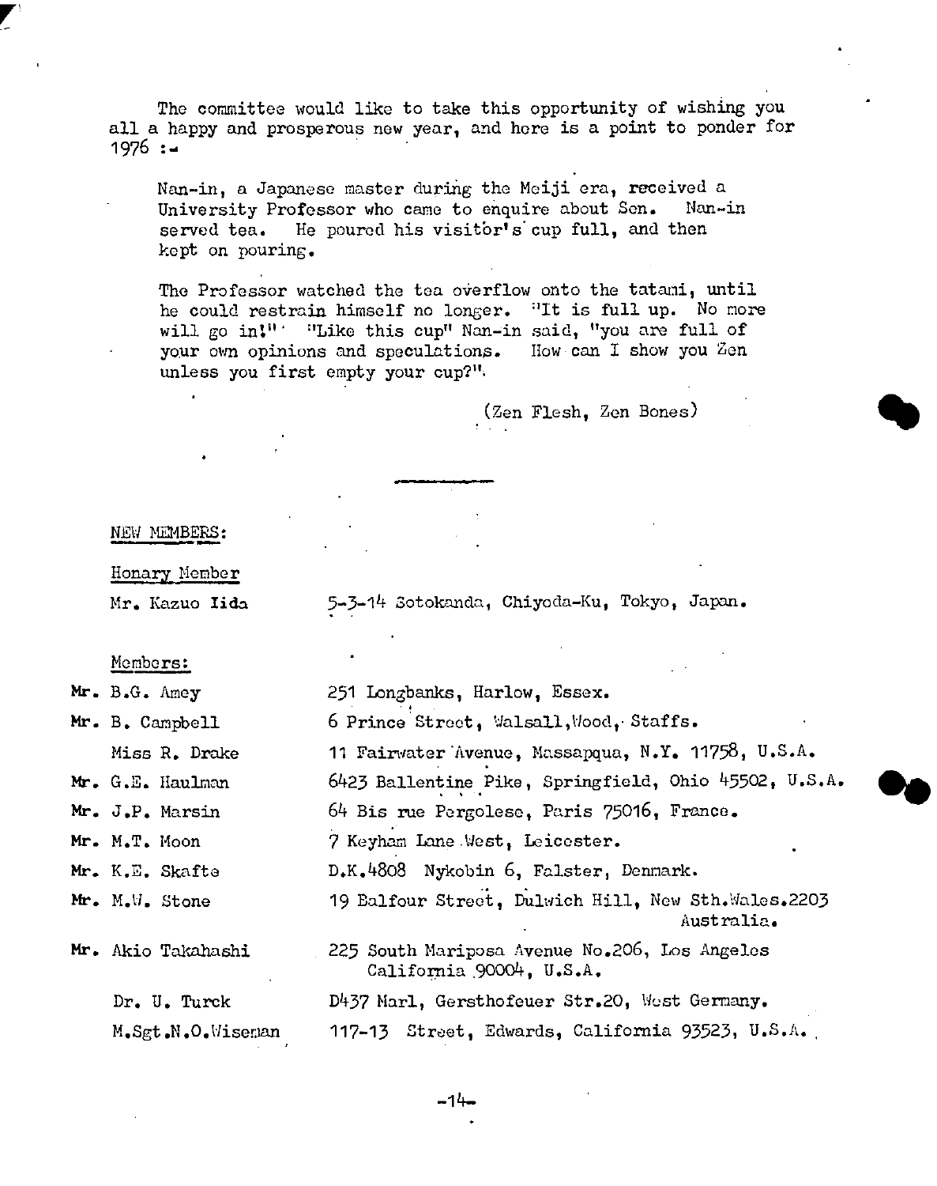The committee would like to take this opportunity of wishing you all a happy and prosperous new year, and here is a point to ponder for 1976 :-

> Nan-in, a Japanese master during the Meiji era, received a University Professor who came to enquire about Sen. Nan-in served tea. He poured his visitor's cup full, and then kept on pouring.
>
> The Professor watched the tea overflow onto the tatami, until he could restrain himself no longer. "It is full up. No more will go in!" "Like this cup" Nan-in said, "you are full of your own opinions and speculations. How can I show you Zen unless you first empty your cup?".
>
> (Zen Flesh, Zen Bones)

---

NEW MEMBERS:

Honary Member

| | |
|---|---|
| Mr. Kazuo Iida | 5-3-14 Sotokanda, Chiyoda-Ku, Tokyo, Japan. |

Members:

| | |
|---|---|
| Mr. B.G. Amey | 251 Longbanks, Harlow, Essex. |
| Mr. B. Campbell | 6 Prince Street, Walsall, Wood, Staffs. |
| Miss R. Drake | 11 Fairwater Avenue, Massapqua, N.Y. 11758, U.S.A. |
| Mr. G.E. Haulman | 6423 Ballentine Pike, Springfield, Ohio 45502, U.S.A. |
| Mr. J.P. Marsin | 64 Bis rue Pergolese, Paris 75016, France. |
| Mr. M.T. Moon | 7 Keyham Lane West, Leicester. |
| Mr. K.E. Skafte | D.K.4808 Nykobin 6, Falster, Denmark. |
| Mr. M.W. Stone | 19 Balfour Street, Dulwich Hill, New Sth.Wales.2203 Australia. |
| Mr. Akio Takahashi | 225 South Mariposa Avenue No.206, Los Angeles California 90004, U.S.A. |
| Dr. U. Turck | D437 Marl, Gersthofeuer Str.20, West Germany. |
| M.Sgt.N.O.Wiseman | 117-13 Street, Edwards, California 93523, U.S.A. |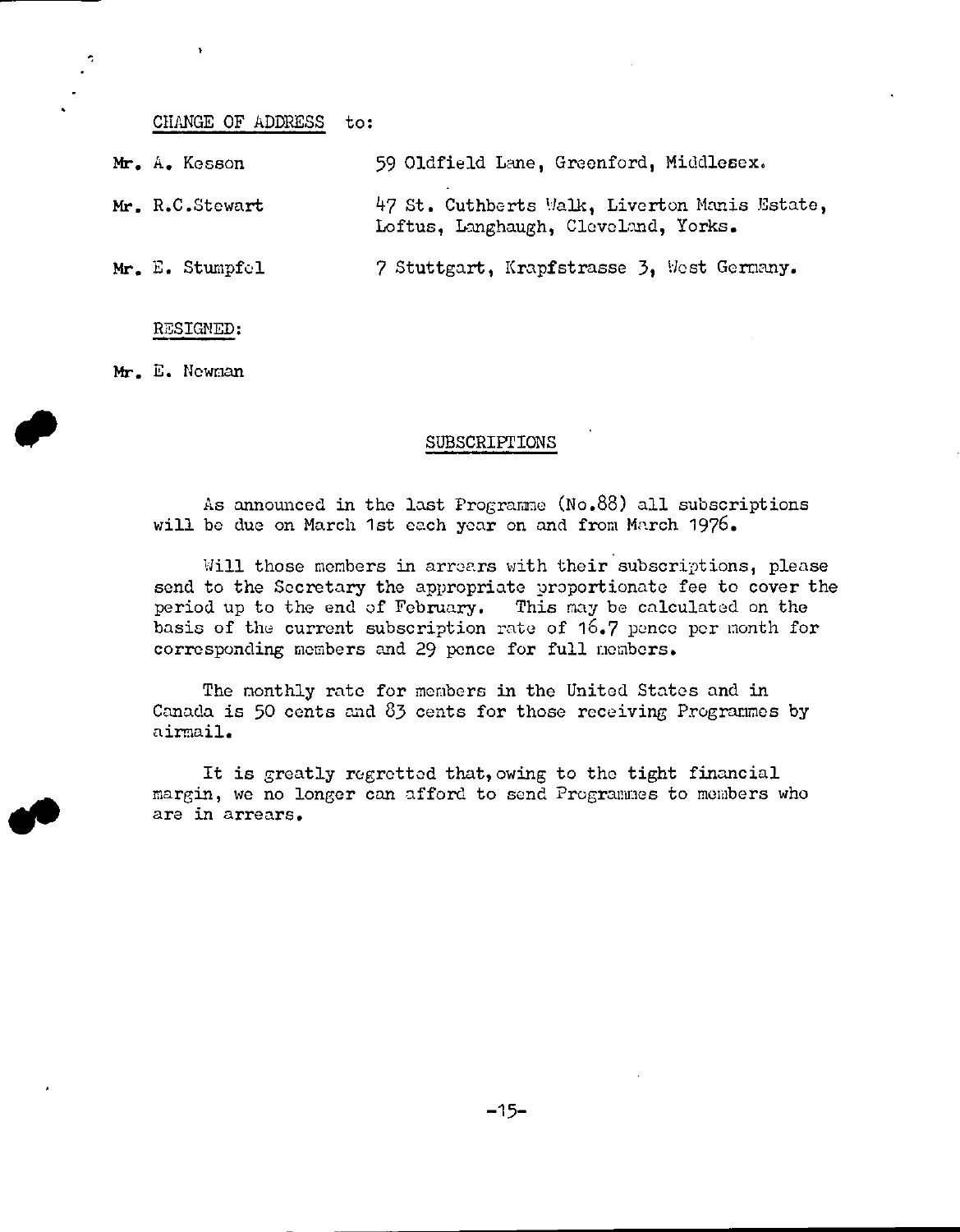CHANGE OF ADDRESS to:

| | |
|---|---|
| Mr. A. Kesson | 59 Oldfield Lane, Greenford, Middlesex. |
| Mr. R.C.Stewart | 47 St. Cuthberts Walk, Liverton Manis Estate, Loftus, Langhaugh, Cleveland, Yorks. |
| Mr. E. Stumpfel | 7 Stuttgart, Krapfstrasse 3, West Germany. |

RESIGNED:

Mr. E. Newman

## SUBSCRIPTIONS

As announced in the last Programme (No.88) all subscriptions will be due on March 1st each year on and from March 1976.

Will those members in arrears with their subscriptions, please send to the Secretary the appropriate proportionate fee to cover the period up to the end of February. This may be calculated on the basis of the current subscription rate of 16.7 pence per month for corresponding members and 29 pence for full members.

The monthly rate for members in the United States and in Canada is 50 cents and 83 cents for those receiving Programmes by airmail.

It is greatly regretted that, owing to the tight financial margin, we no longer can afford to send Programmes to members who are in arrears.